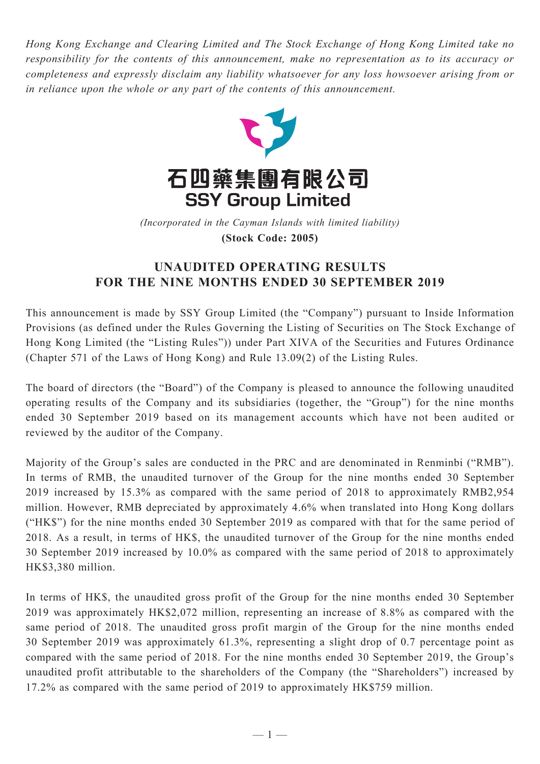*Hong Kong Exchange and Clearing Limited and The Stock Exchange of Hong Kong Limited take no responsibility for the contents of this announcement, make no representation as to its accuracy or completeness and expressly disclaim any liability whatsoever for any loss howsoever arising from or in reliance upon the whole or any part of the contents of this announcement.*

# 石四藥集團有限公司
# SSY Group Limited

*(Incorporated in the Cayman Islands with limited liability)*

**(Stock Code: 2005)**

## UNAUDITED OPERATING RESULTS FOR THE NINE MONTHS ENDED 30 SEPTEMBER 2019

This announcement is made by SSY Group Limited (the "Company") pursuant to Inside Information Provisions (as defined under the Rules Governing the Listing of Securities on The Stock Exchange of Hong Kong Limited (the "Listing Rules")) under Part XIVA of the Securities and Futures Ordinance (Chapter 571 of the Laws of Hong Kong) and Rule 13.09(2) of the Listing Rules.

The board of directors (the "Board") of the Company is pleased to announce the following unaudited operating results of the Company and its subsidiaries (together, the "Group") for the nine months ended 30 September 2019 based on its management accounts which have not been audited or reviewed by the auditor of the Company.

Majority of the Group's sales are conducted in the PRC and are denominated in Renminbi ("RMB"). In terms of RMB, the unaudited turnover of the Group for the nine months ended 30 September 2019 increased by 15.3% as compared with the same period of 2018 to approximately RMB2,954 million. However, RMB depreciated by approximately 4.6% when translated into Hong Kong dollars ("HK$") for the nine months ended 30 September 2019 as compared with that for the same period of 2018. As a result, in terms of HK$, the unaudited turnover of the Group for the nine months ended 30 September 2019 increased by 10.0% as compared with the same period of 2018 to approximately HK$3,380 million.

In terms of HK$, the unaudited gross profit of the Group for the nine months ended 30 September 2019 was approximately HK$2,072 million, representing an increase of 8.8% as compared with the same period of 2018. The unaudited gross profit margin of the Group for the nine months ended 30 September 2019 was approximately 61.3%, representing a slight drop of 0.7 percentage point as compared with the same period of 2018. For the nine months ended 30 September 2019, the Group's unaudited profit attributable to the shareholders of the Company (the "Shareholders") increased by 17.2% as compared with the same period of 2019 to approximately HK$759 million.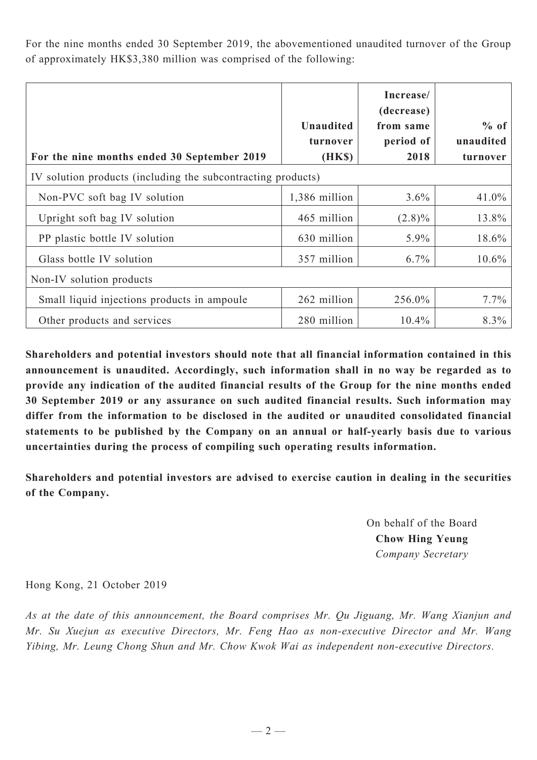For the nine months ended 30 September 2019, the abovementioned unaudited turnover of the Group of approximately HK$3,380 million was comprised of the following:

| For the nine months ended 30 September 2019 | Unaudited turnover (HK$) | Increase/ (decrease) from same period of 2018 | % of unaudited turnover |
|---|---|---|---|
| IV solution products (including the subcontracting products) | | | |
| Non-PVC soft bag IV solution | 1,386 million | 3.6% | 41.0% |
| Upright soft bag IV solution | 465 million | (2.8)% | 13.8% |
| PP plastic bottle IV solution | 630 million | 5.9% | 18.6% |
| Glass bottle IV solution | 357 million | 6.7% | 10.6% |
| Non-IV solution products | | | |
| Small liquid injections products in ampoule | 262 million | 256.0% | 7.7% |
| Other products and services | 280 million | 10.4% | 8.3% |

**Shareholders and potential investors should note that all financial information contained in this announcement is unaudited. Accordingly, such information shall in no way be regarded as to provide any indication of the audited financial results of the Group for the nine months ended 30 September 2019 or any assurance on such audited financial results. Such information may differ from the information to be disclosed in the audited or unaudited consolidated financial statements to be published by the Company on an annual or half-yearly basis due to various uncertainties during the process of compiling such operating results information.**

**Shareholders and potential investors are advised to exercise caution in dealing in the securities of the Company.**

On behalf of the Board
**Chow Hing Yeung**
*Company Secretary*

Hong Kong, 21 October 2019

*As at the date of this announcement, the Board comprises Mr. Qu Jiguang, Mr. Wang Xianjun and Mr. Su Xuejun as executive Directors, Mr. Feng Hao as non-executive Director and Mr. Wang Yibing, Mr. Leung Chong Shun and Mr. Chow Kwok Wai as independent non-executive Directors.*